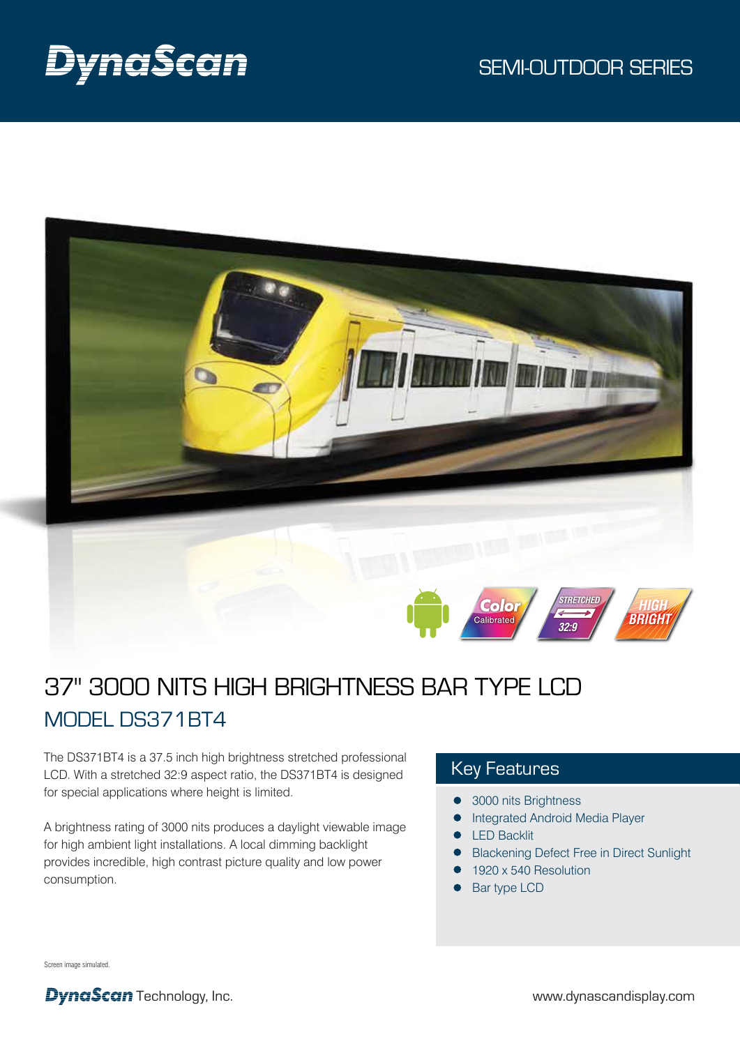DynaScan

SEMI-OUTDOOR SERIES

# 37" 3000 NITS HIGH BRIGHTNESS BAR TYPE LCD

## MODEL DS371BT4

The DS371BT4 is a 37.5 inch high brightness stretched professional LCD. With a stretched 32:9 aspect ratio, the DS371BT4 is designed for special applications where height is limited.

A brightness rating of 3000 nits produces a daylight viewable image for high ambient light installations. A local dimming backlight provides incredible, high contrast picture quality and low power consumption.

### Key Features

- 3000 nits Brightness
- Integrated Android Media Player
- LED Backlit
- Blackening Defect Free in Direct Sunlight
- 1920 x 540 Resolution
- Bar type LCD

Screen image simulated.

DynaScan Technology, Inc.

www.dynascandisplay.com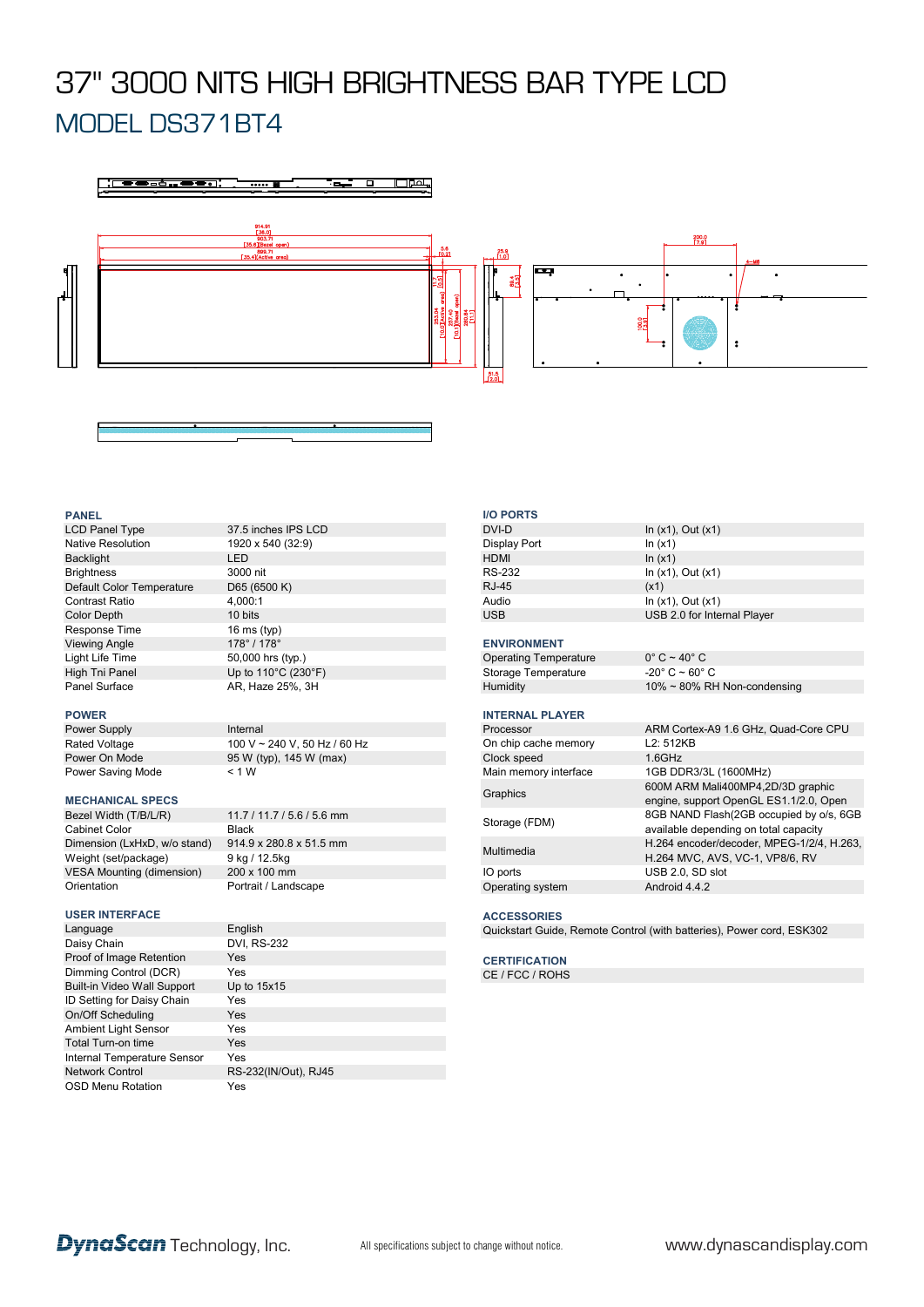# 37" 3000 NITS HIGH BRIGHTNESS BAR TYPE LCD

## MODEL DS371BT4

914.91 [36.0]
903.71 [35.6](Bezel open)
899.71 [35.4](Active area)
5.6 [0.2]
25.9 [1.0]
200.0 [7.9]
4-M6
11.7 [0.5]
253.04 [10.0](Active area)
257.40 [10.1](Bezel open)
280.84 [11.1]
89.4 [3.5]
100.0 [3.9]
51.5 [2.0]

### PANEL

| | |
|---|---|
| LCD Panel Type | 37.5 inches IPS LCD |
| Native Resolution | 1920 x 540 (32:9) |
| Backlight | LED |
| Brightness | 3000 nit |
| Default Color Temperature | D65 (6500 K) |
| Contrast Ratio | 4,000:1 |
| Color Depth | 10 bits |
| Response Time | 16 ms (typ) |
| Viewing Angle | 178° / 178° |
| Light Life Time | 50,000 hrs (typ.) |
| High Tni Panel | Up to 110°C (230°F) |
| Panel Surface | AR, Haze 25%, 3H |

### POWER

| | |
|---|---|
| Power Supply | Internal |
| Rated Voltage | 100 V ~ 240 V, 50 Hz / 60 Hz |
| Power On Mode | 95 W (typ), 145 W (max) |
| Power Saving Mode | < 1 W |

### MECHANICAL SPECS

| | |
|---|---|
| Bezel Width (T/B/L/R) | 11.7 / 11.7 / 5.6 / 5.6 mm |
| Cabinet Color | Black |
| Dimension (LxHxD, w/o stand) | 914.9 x 280.8 x 51.5 mm |
| Weight (set/package) | 9 kg / 12.5kg |
| VESA Mounting (dimension) | 200 x 100 mm |
| Orientation | Portrait / Landscape |

### USER INTERFACE

| | |
|---|---|
| Language | English |
| Daisy Chain | DVI, RS-232 |
| Proof of Image Retention | Yes |
| Dimming Control (DCR) | Yes |
| Built-in Video Wall Support | Up to 15x15 |
| ID Setting for Daisy Chain | Yes |
| On/Off Scheduling | Yes |
| Ambient Light Sensor | Yes |
| Total Turn-on time | Yes |
| Internal Temperature Sensor | Yes |
| Network Control | RS-232(IN/Out), RJ45 |
| OSD Menu Rotation | Yes |

### I/O PORTS

| | |
|---|---|
| DVI-D | In (x1), Out (x1) |
| Display Port | In (x1) |
| HDMI | In (x1) |
| RS-232 | In (x1), Out (x1) |
| RJ-45 | (x1) |
| Audio | In (x1), Out (x1) |
| USB | USB 2.0 for Internal Player |

### ENVIRONMENT

| | |
|---|---|
| Operating Temperature | 0° C ~ 40° C |
| Storage Temperature | -20° C ~ 60° C |
| Humidity | 10% ~ 80% RH Non-condensing |

### INTERNAL PLAYER

| | |
|---|---|
| Processor | ARM Cortex-A9 1.6 GHz, Quad-Core CPU |
| On chip cache memory | L2: 512KB |
| Clock speed | 1.6GHz |
| Main memory interface | 1GB DDR3/3L (1600MHz) |
| Graphics | 600M ARM Mali400MP4,2D/3D graphic engine, support OpenGL ES1.1/2.0, Open |
| Storage (FDM) | 8GB NAND Flash(2GB occupied by o/s, 6GB available depending on total capacity |
| Multimedia | H.264 encoder/decoder, MPEG-1/2/4, H.263, H.264 MVC, AVS, VC-1, VP8/6, RV |
| IO ports | USB 2.0, SD slot |
| Operating system | Android 4.4.2 |

### ACCESSORIES

Quickstart Guide, Remote Control (with batteries), Power cord, ESK302

### CERTIFICATION

CE / FCC / ROHS

DynaScan Technology, Inc. All specifications subject to change without notice. www.dynascandisplay.com